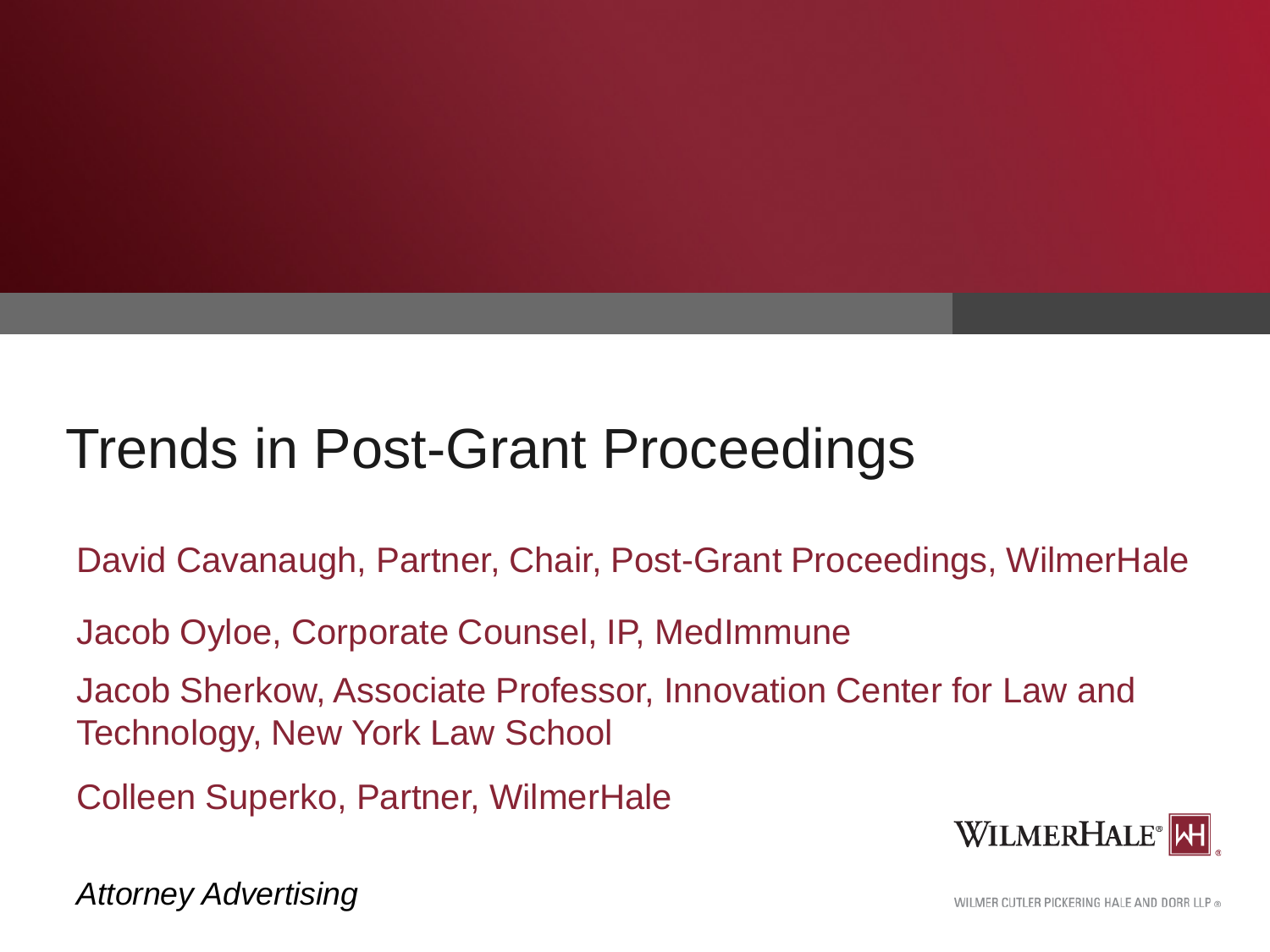# Trends in Post-Grant Proceedings

David Cavanaugh, Partner, Chair, Post-Grant Proceedings, WilmerHale

Jacob Oyloe, Corporate Counsel, IP, MedImmune

Jacob Sherkow, Associate Professor, Innovation Center for Law and Technology, New York Law School

Colleen Superko, Partner, WilmerHale

*Attorney Advertising*

WILMERHALE®

WILMER CUTLER PICKERING HALE AND DORR LLP ®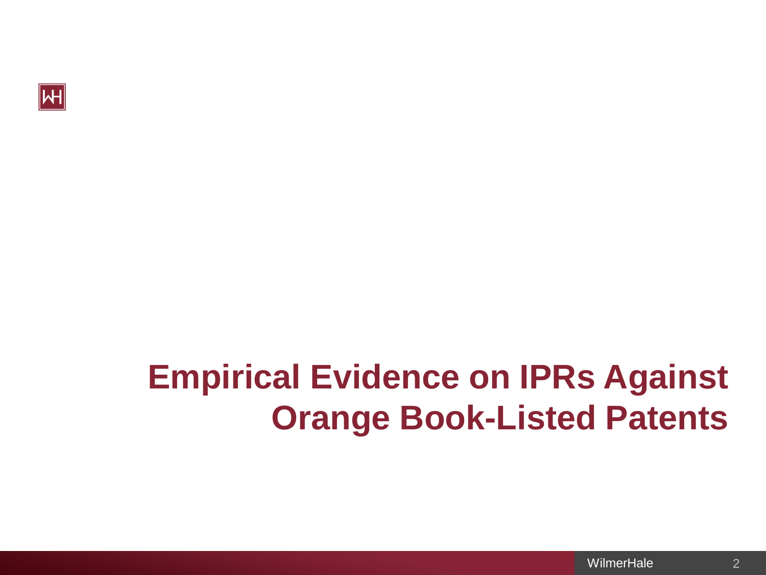# Empirical Evidence on IPRs Against Orange Book-Listed Patents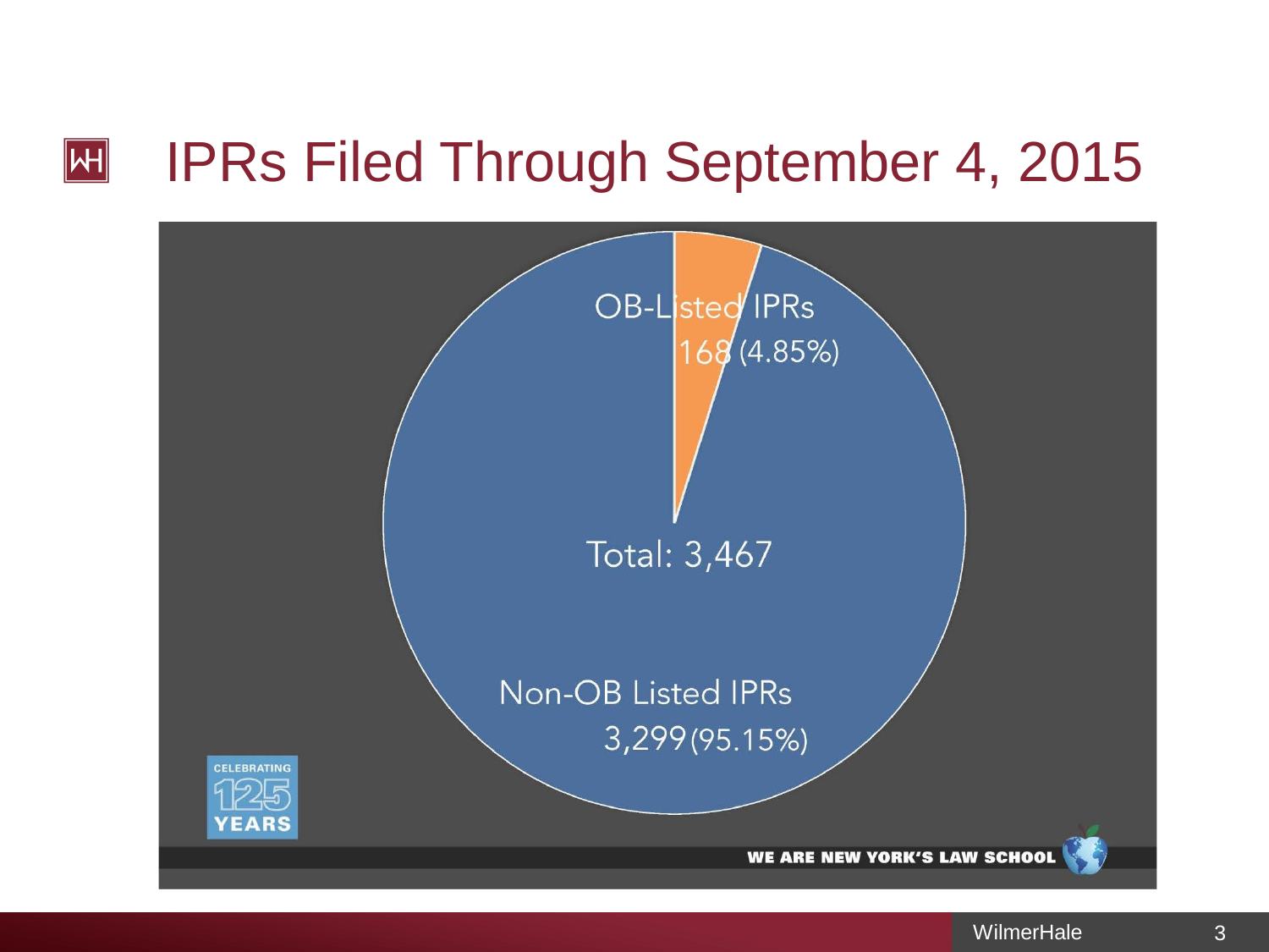# IPRs Filed Through September 4, 2015

OB-Listed IPRs
168 (4.85%)

Total: 3,467

Non-OB Listed IPRs
3,299 (95.15%)

CELEBRATING 125 YEARS

WE ARE NEW YORK'S LAW SCHOOL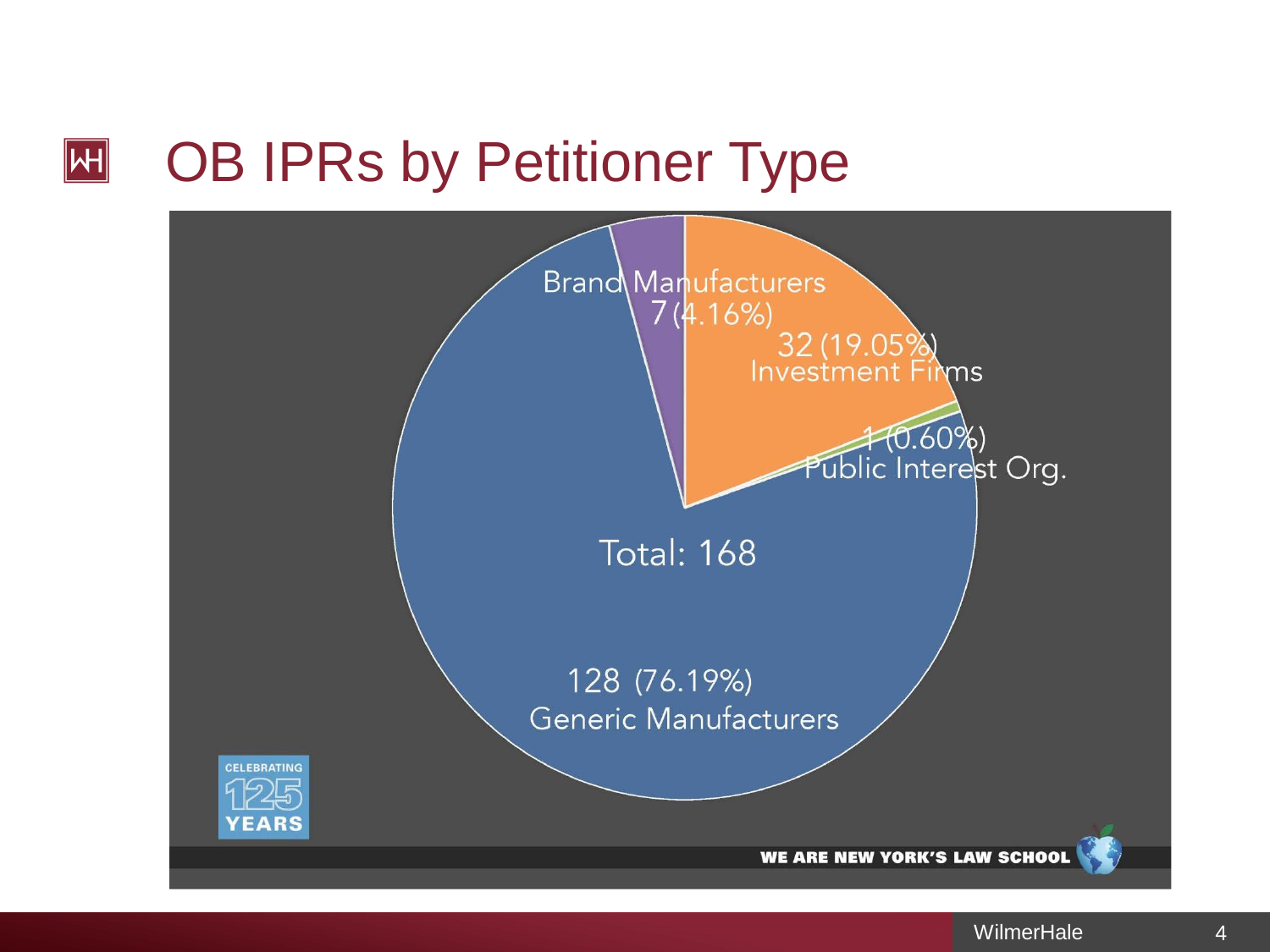# OB IPRs by Petitioner Type

Brand Manufacturers
7 (4.16%)

32 (19.05%)
Investment Firms

1 (0.60%)
Public Interest Org.

Total: 168

128 (76.19%)
Generic Manufacturers

CELEBRATING 125 YEARS

WE ARE NEW YORK'S LAW SCHOOL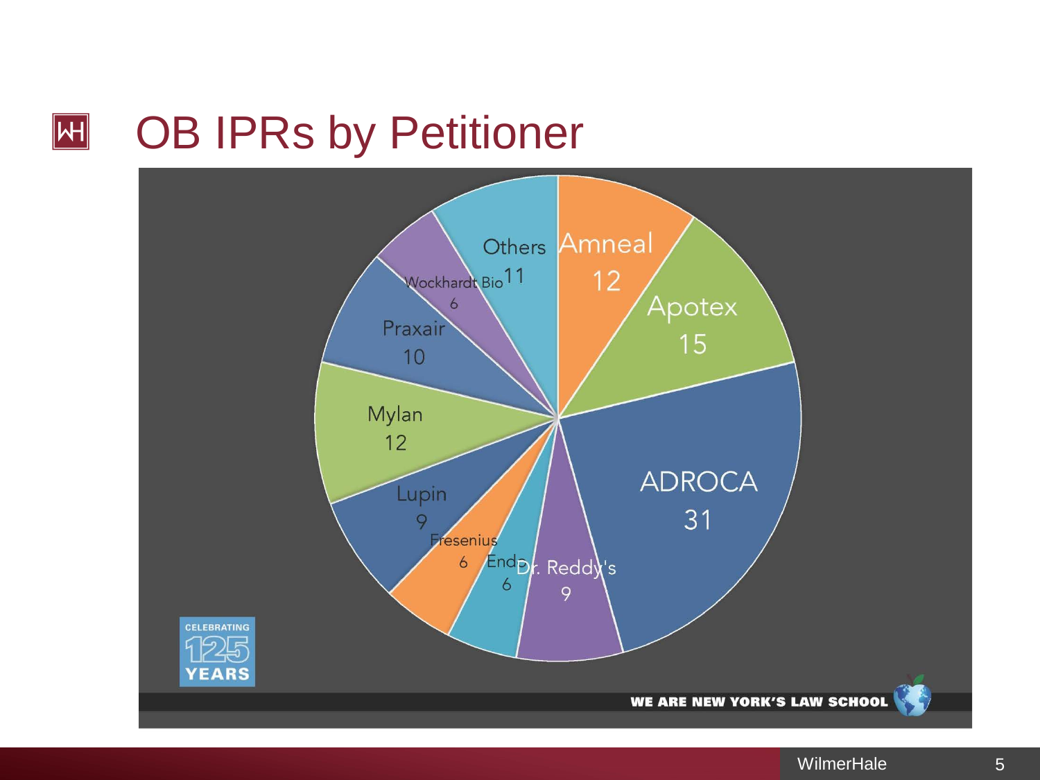# OB IPRs by Petitioner

| Petitioner | OB IPRs |
| --- | --- |
| Amneal | 12 |
| Apotex | 15 |
| ADROCA | 31 |
| Dr. Reddy's | 9 |
| Endo | 6 |
| Fresenius | 6 |
| Lupin | 9 |
| Mylan | 12 |
| Praxair | 10 |
| Wockhardt Bio | 6 |
| Others | 11 |

CELEBRATING 125 YEARS

WE ARE NEW YORK'S LAW SCHOOL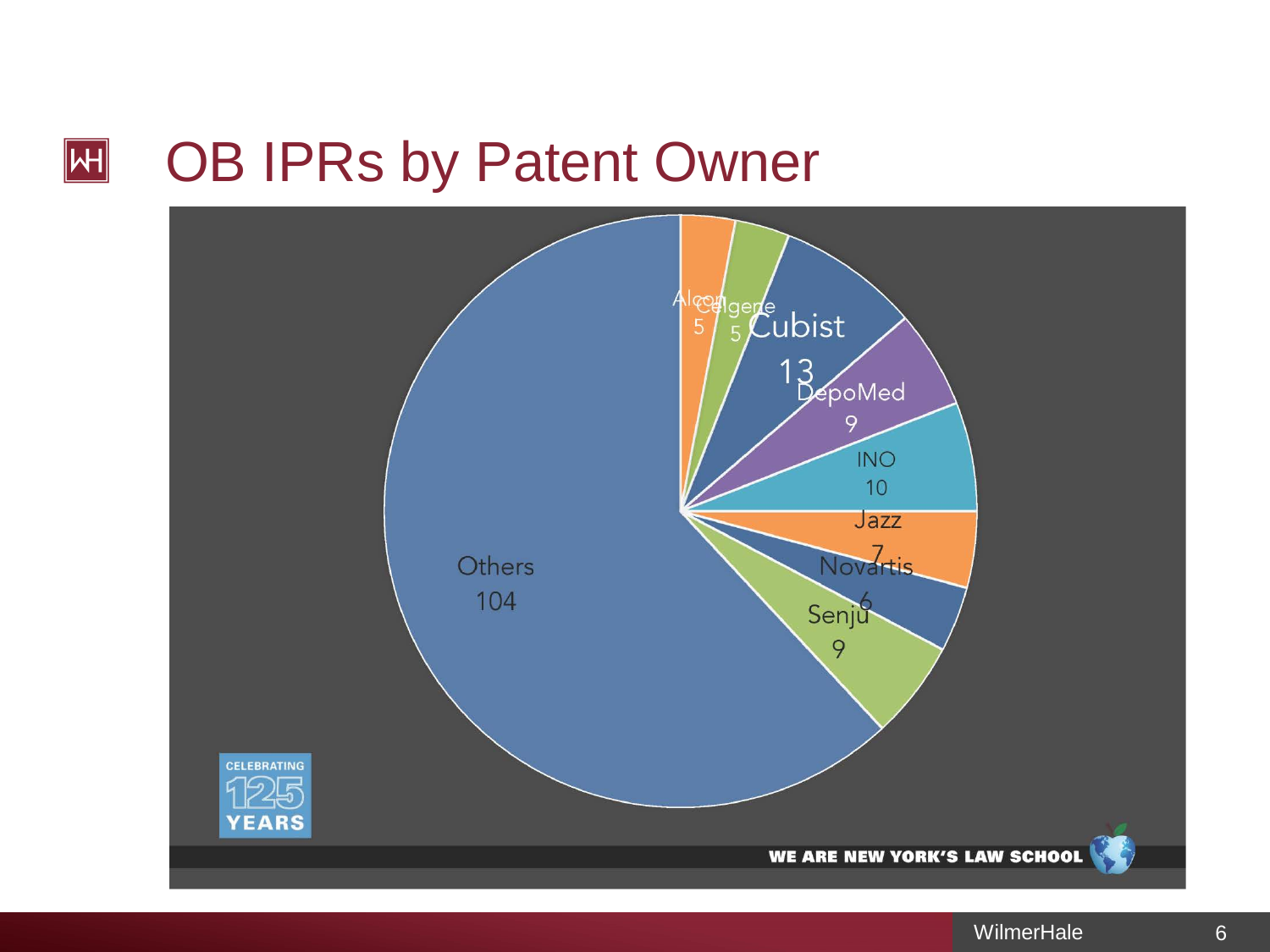# OB IPRs by Patent Owner

| Patent Owner | IPRs |
| --- | --- |
| Alcon | 5 |
| Celgene | 5 |
| Cubist | 13 |
| DepoMed | 9 |
| INO | 10 |
| Jazz | 7 |
| Novartis | 6 |
| Senju | 9 |
| Others | 104 |

CELEBRATING 125 YEARS

WE ARE NEW YORK'S LAW SCHOOL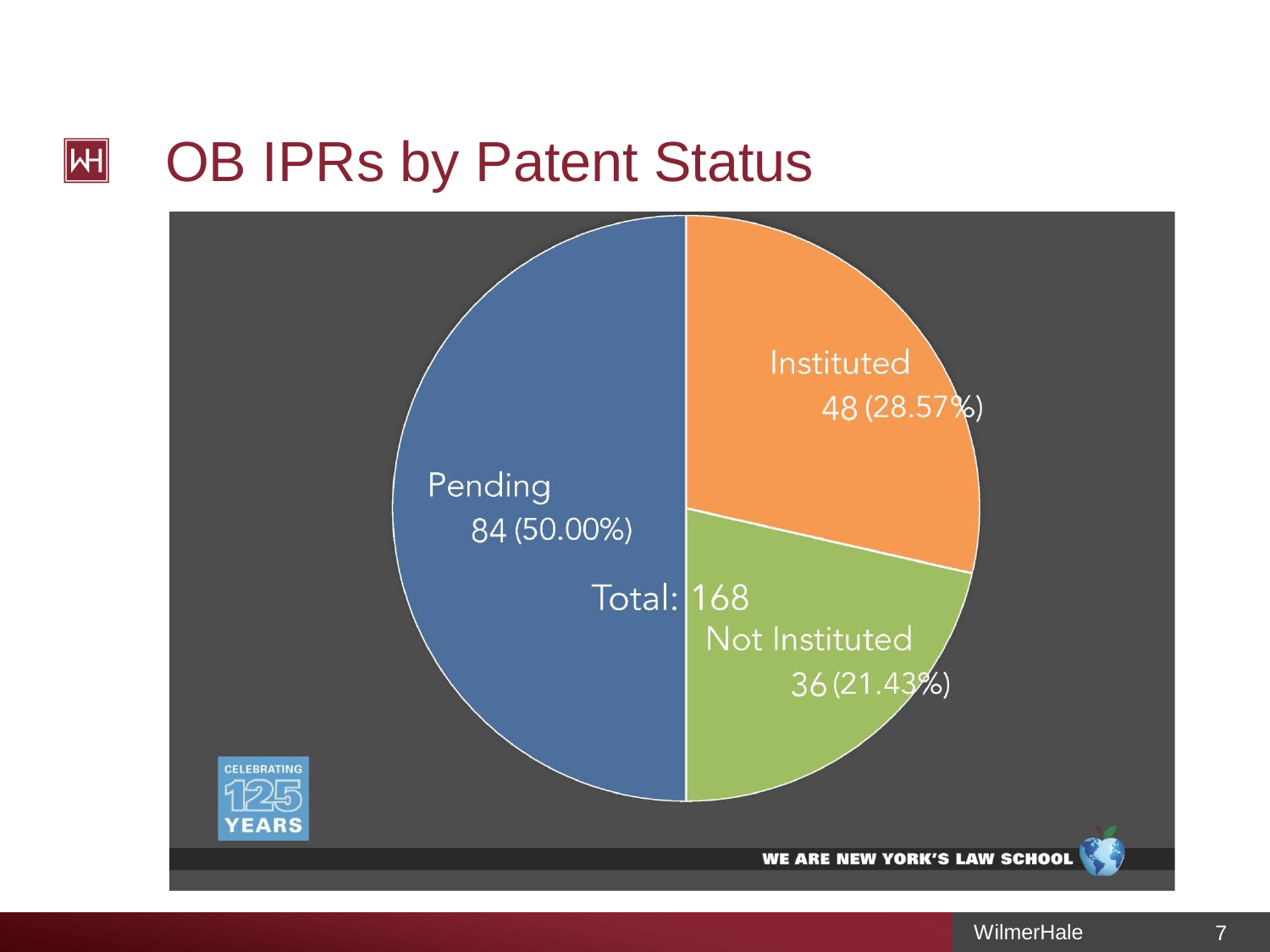# OB IPRs by Patent Status

Instituted
48 (28.57%)

Pending
84 (50.00%)

Total: 168

Not Instituted
36 (21.43%)

CELEBRATING 125 YEARS

WE ARE NEW YORK'S LAW SCHOOL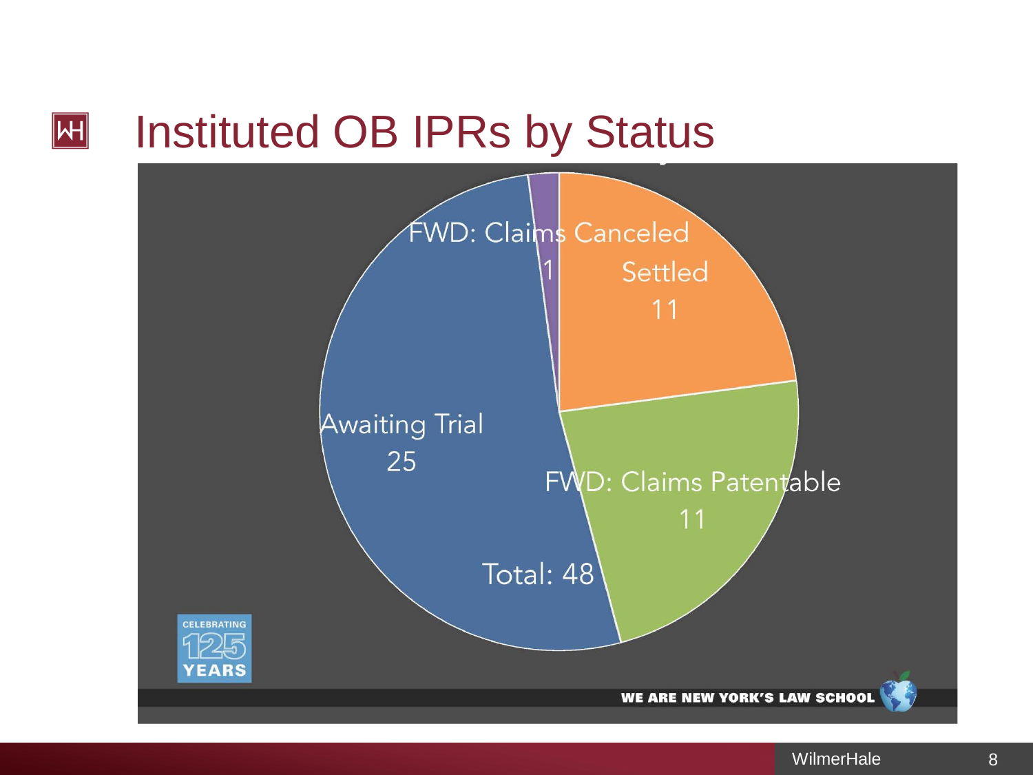# Instituted OB IPRs by Status

FWD: Claims Canceled
1

Settled
11

FWD: Claims Patentable
11

Awaiting Trial
25

Total: 48

CELEBRATING 125 YEARS

WE ARE NEW YORK'S LAW SCHOOL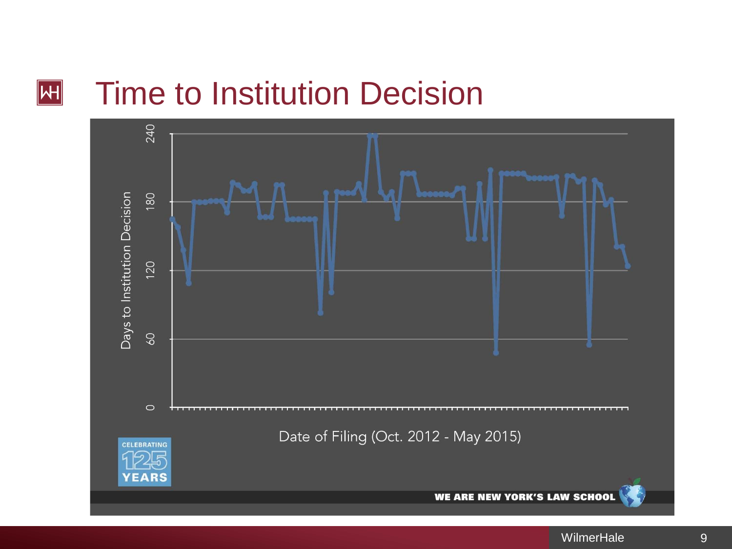# Time to Institution Decision

Days to Institution Decision

240

180

120

60

0

Date of Filing (Oct. 2012 - May 2015)

CELEBRATING 125 YEARS

WE ARE NEW YORK'S LAW SCHOOL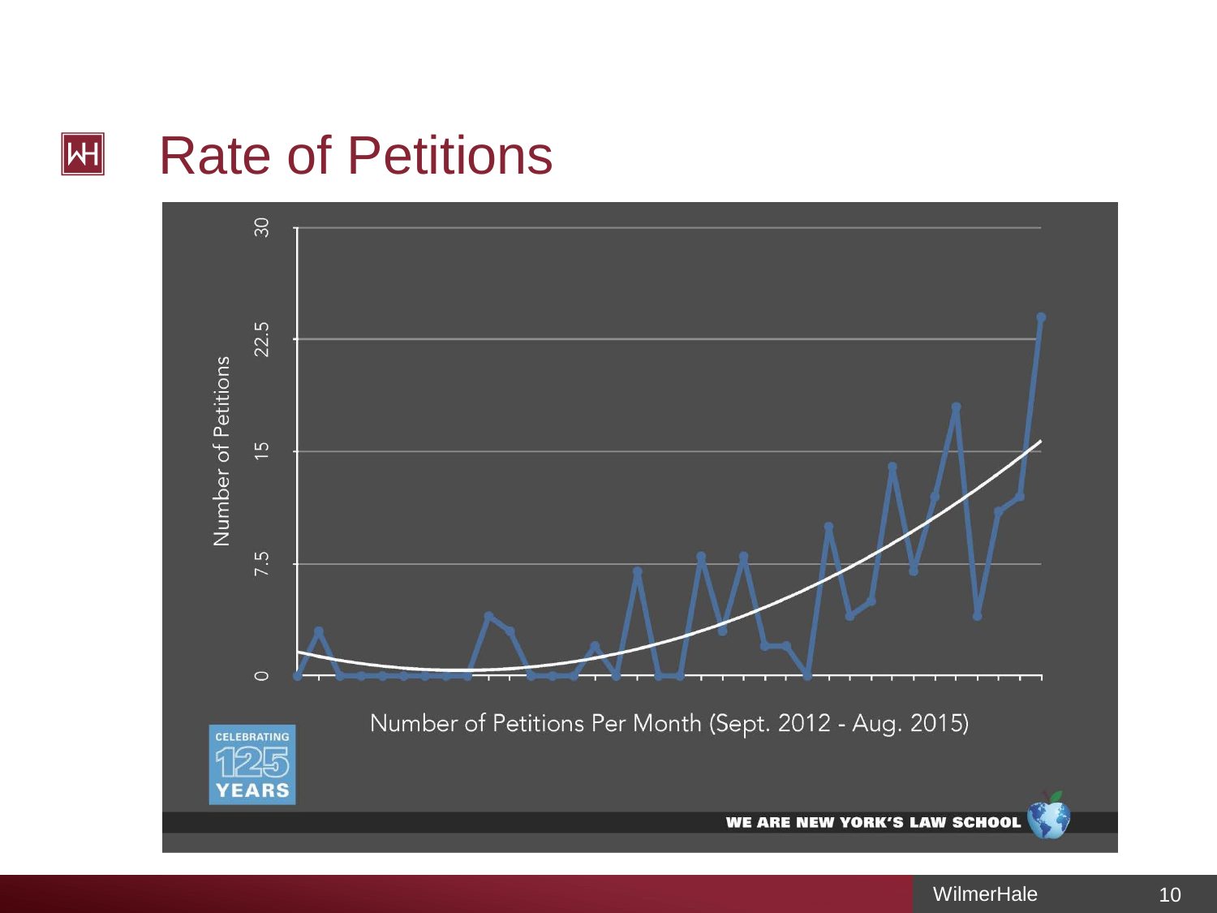# Rate of Petitions

Number of Petitions

30

22.5

15

7.5

0

Number of Petitions Per Month (Sept. 2012 - Aug. 2015)

CELEBRATING 125 YEARS

WE ARE NEW YORK'S LAW SCHOOL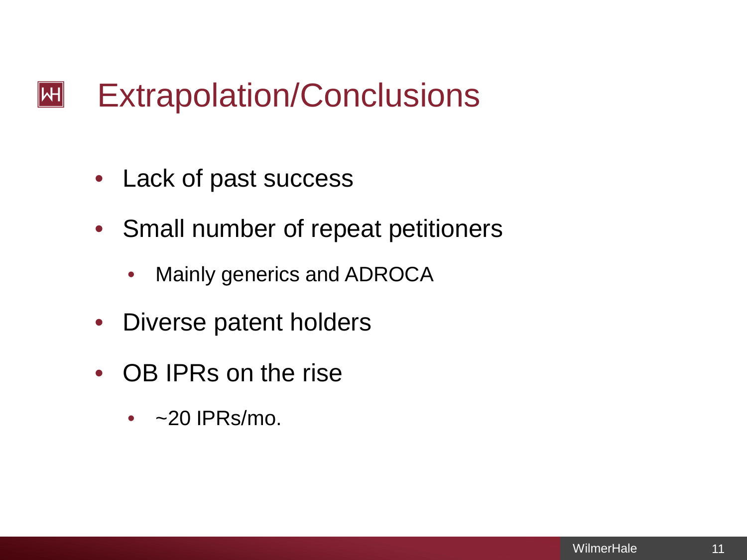# Extrapolation/Conclusions

- Lack of past success
- Small number of repeat petitioners
  - Mainly generics and ADROCA
- Diverse patent holders
- OB IPRs on the rise
  - ~20 IPRs/mo.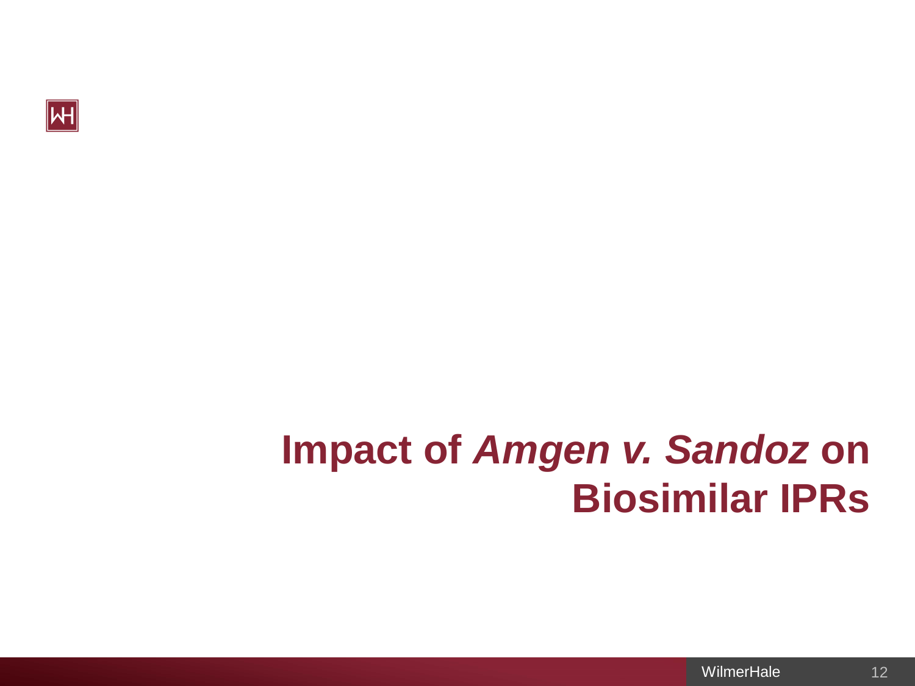# Impact of *Amgen v. Sandoz* on Biosimilar IPRs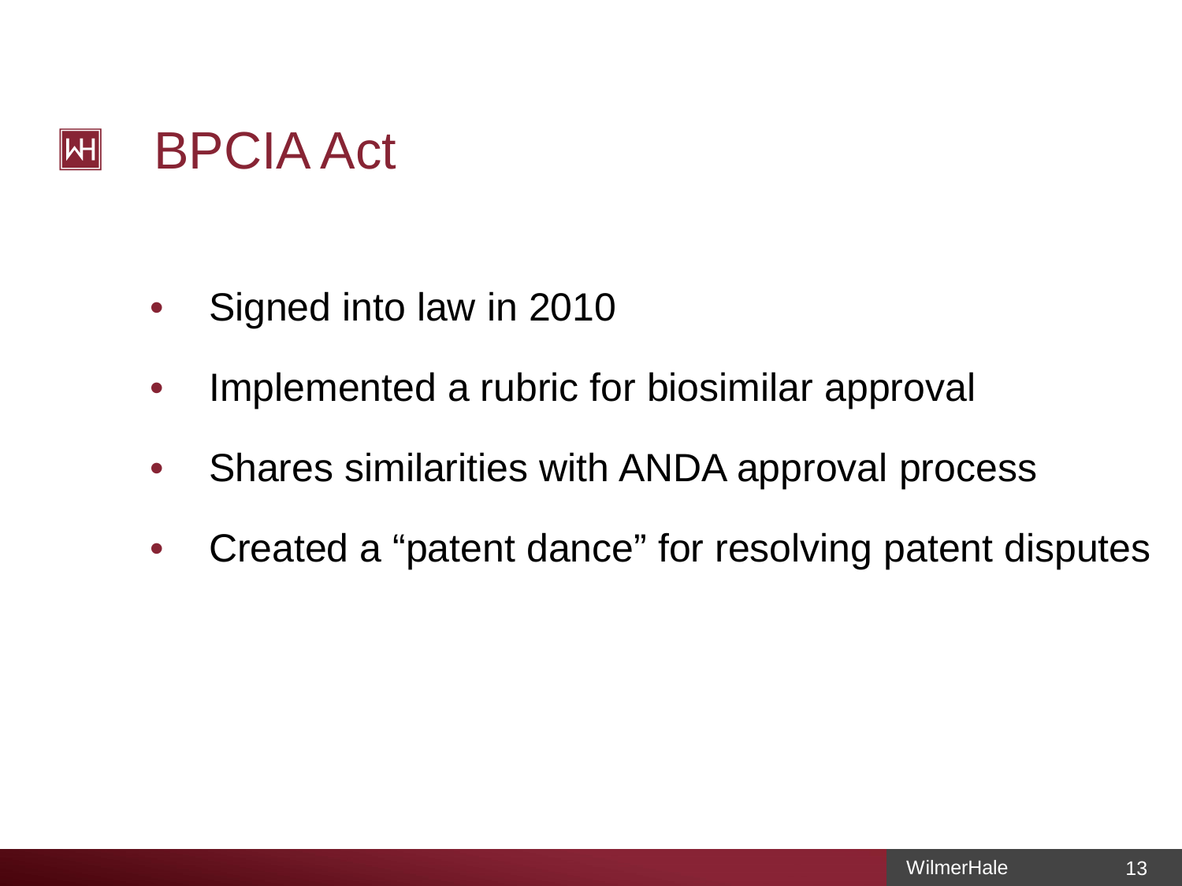# BPCIA Act

- Signed into law in 2010
- Implemented a rubric for biosimilar approval
- Shares similarities with ANDA approval process
- Created a "patent dance" for resolving patent disputes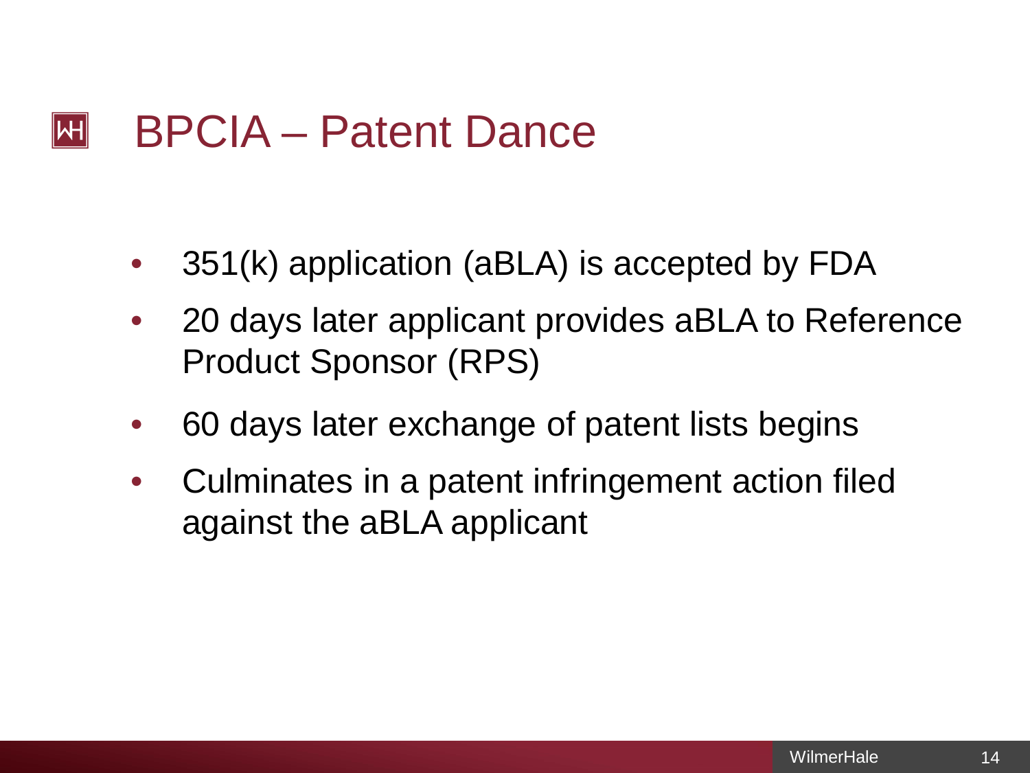# BPCIA – Patent Dance

- 351(k) application (aBLA) is accepted by FDA
- 20 days later applicant provides aBLA to Reference Product Sponsor (RPS)
- 60 days later exchange of patent lists begins
- Culminates in a patent infringement action filed against the aBLA applicant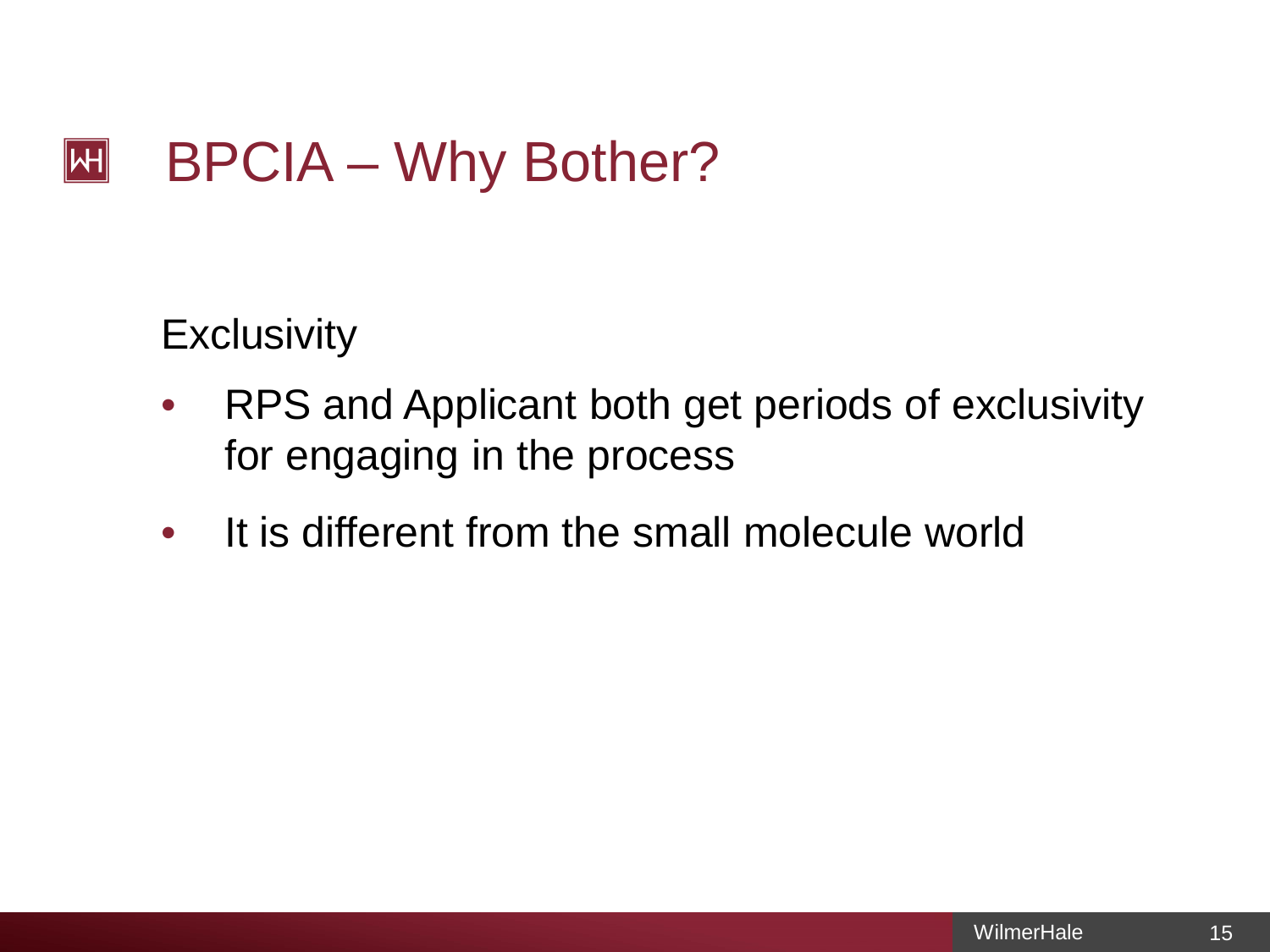# BPCIA – Why Bother?

Exclusivity

- RPS and Applicant both get periods of exclusivity for engaging in the process
- It is different from the small molecule world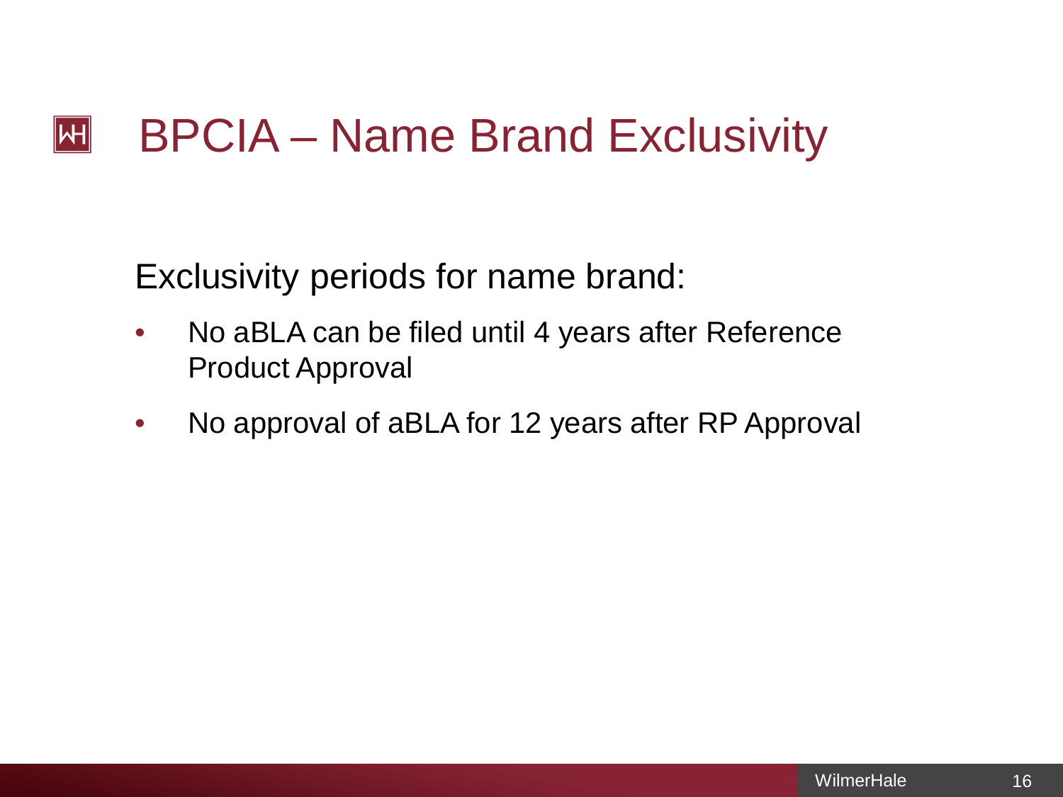# BPCIA – Name Brand Exclusivity

Exclusivity periods for name brand:

- No aBLA can be filed until 4 years after Reference Product Approval
- No approval of aBLA for 12 years after RP Approval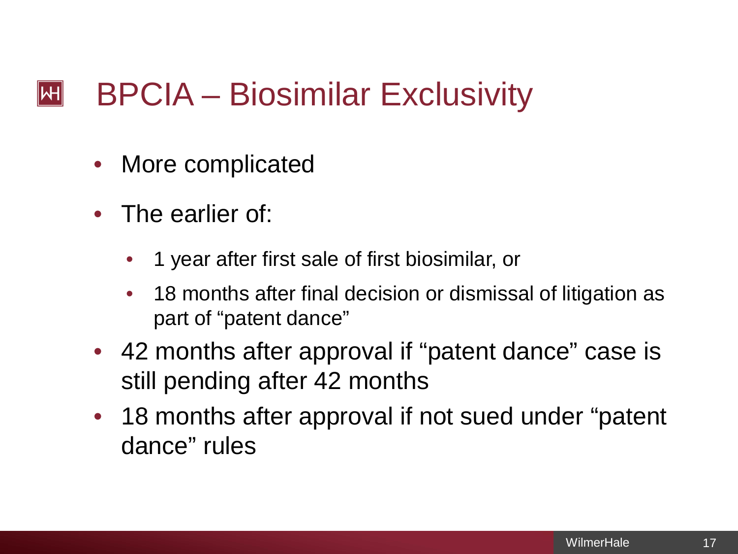# BPCIA – Biosimilar Exclusivity

- More complicated
- The earlier of:
  - 1 year after first sale of first biosimilar, or
  - 18 months after final decision or dismissal of litigation as part of "patent dance"
- 42 months after approval if "patent dance" case is still pending after 42 months
- 18 months after approval if not sued under "patent dance" rules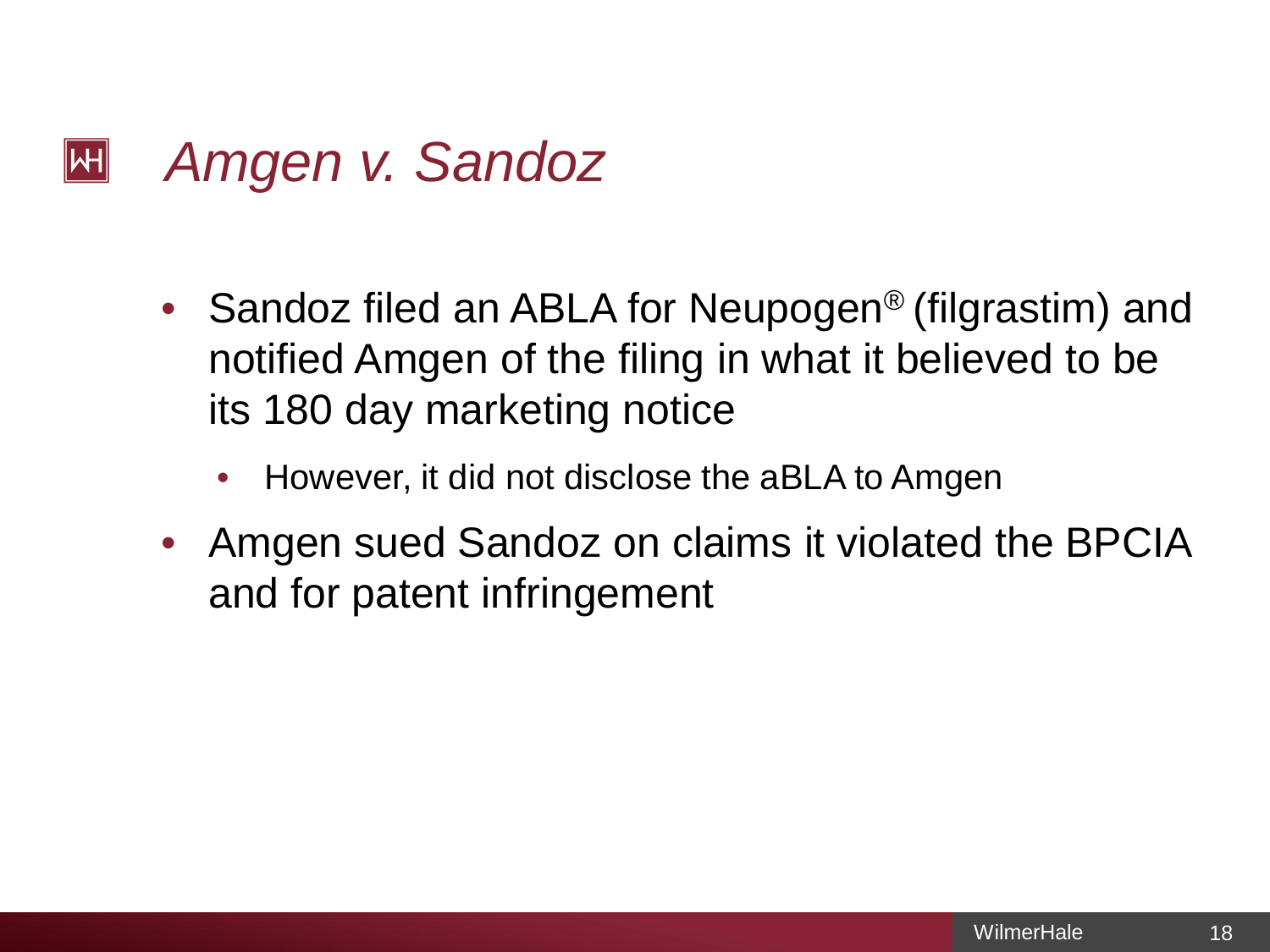# *Amgen v. Sandoz*

- Sandoz filed an ABLA for Neupogen® (filgrastim) and notified Amgen of the filing in what it believed to be its 180 day marketing notice
  - However, it did not disclose the aBLA to Amgen
- Amgen sued Sandoz on claims it violated the BPCIA and for patent infringement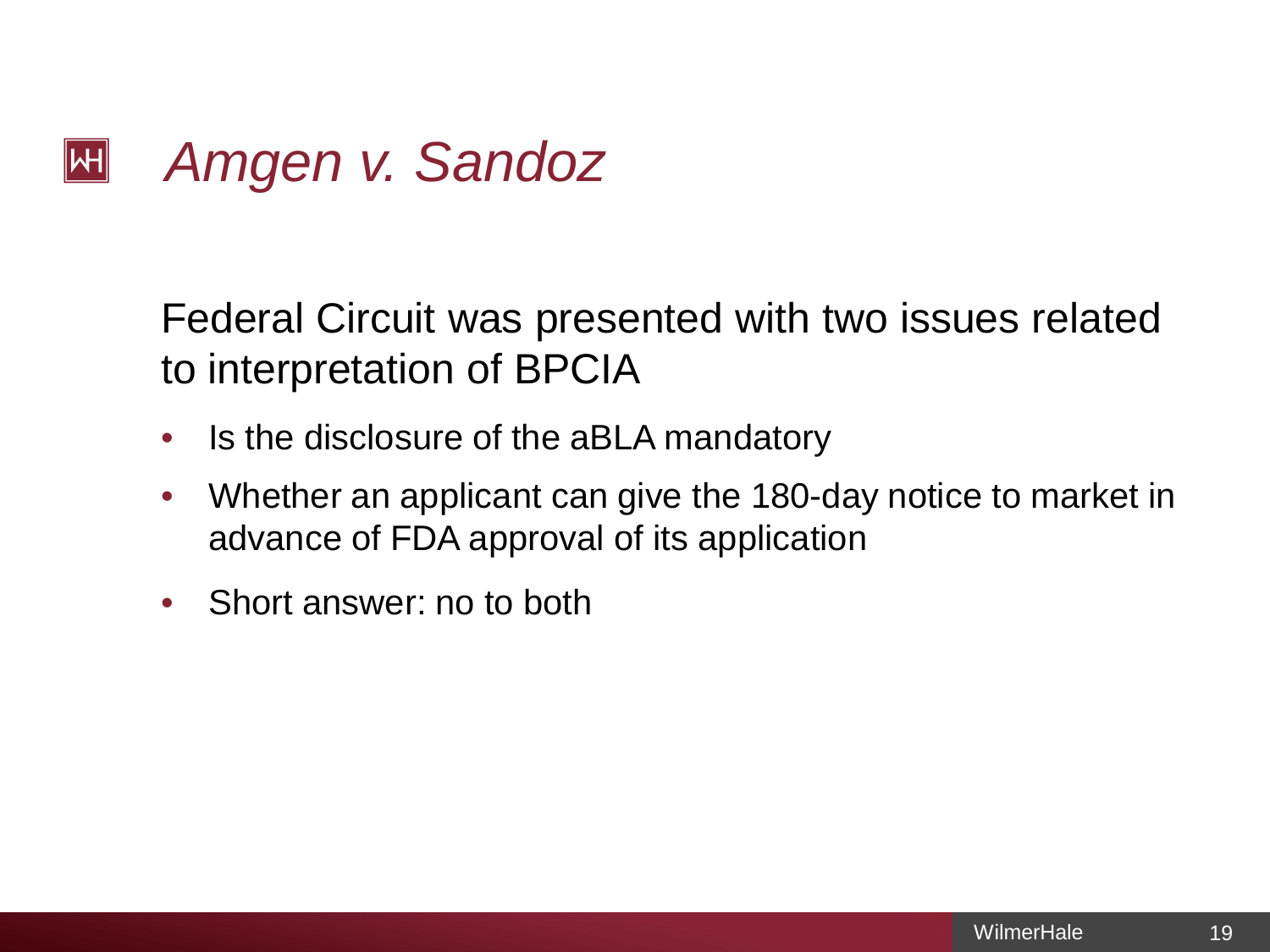# *Amgen v. Sandoz*

Federal Circuit was presented with two issues related to interpretation of BPCIA

- Is the disclosure of the aBLA mandatory
- Whether an applicant can give the 180-day notice to market in advance of FDA approval of its application
- Short answer: no to both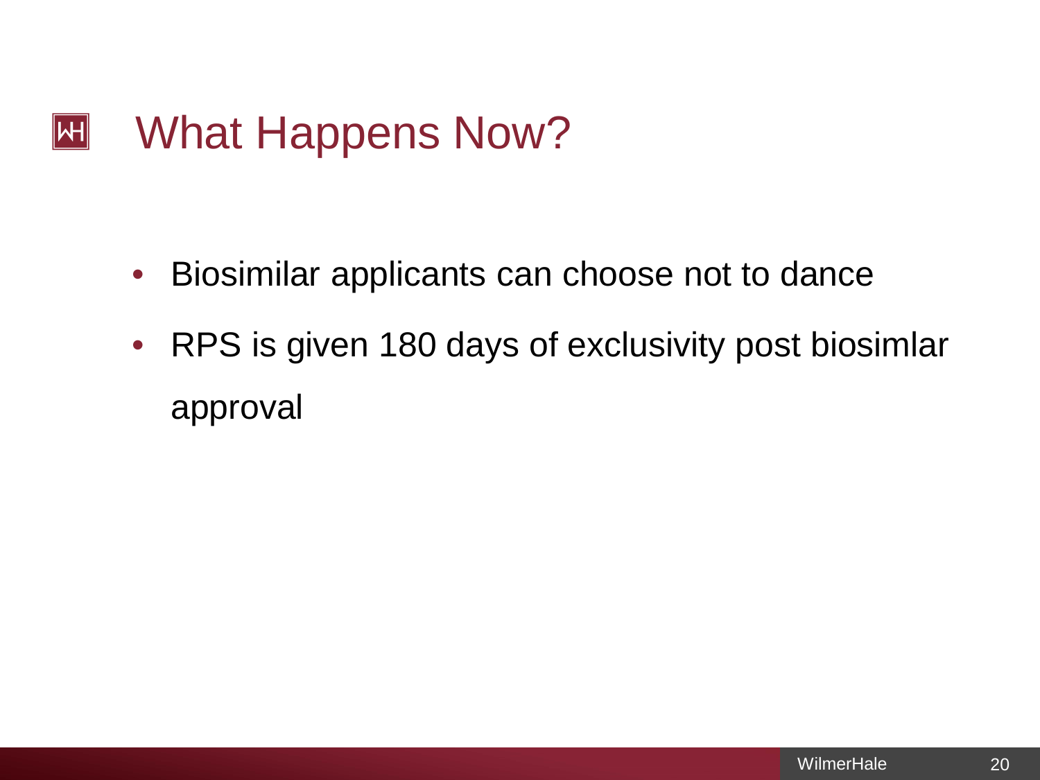# What Happens Now?

- Biosimilar applicants can choose not to dance
- RPS is given 180 days of exclusivity post biosimlar approval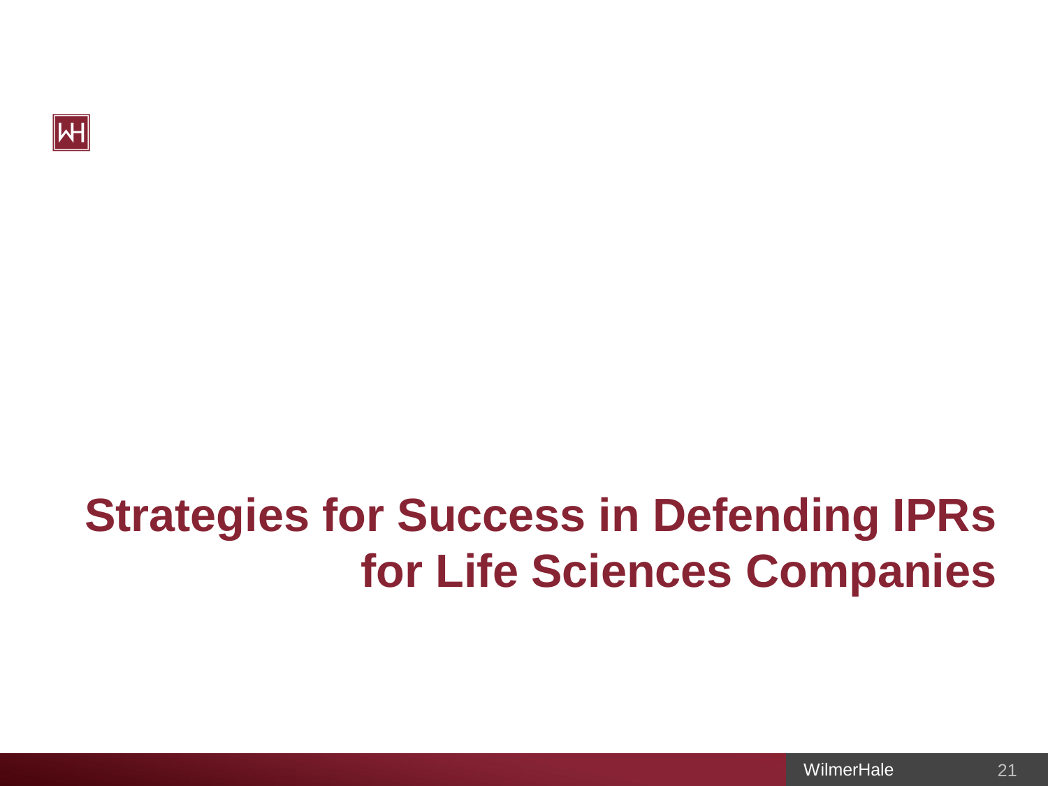# Strategies for Success in Defending IPRs for Life Sciences Companies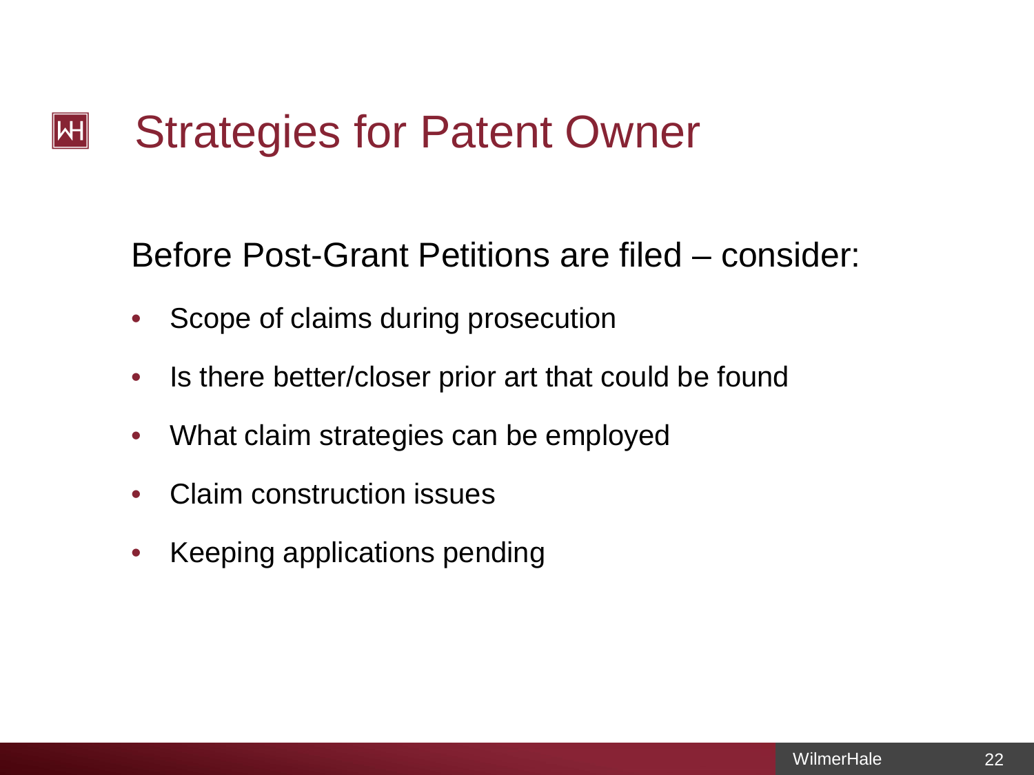# Strategies for Patent Owner

Before Post-Grant Petitions are filed – consider:

- Scope of claims during prosecution
- Is there better/closer prior art that could be found
- What claim strategies can be employed
- Claim construction issues
- Keeping applications pending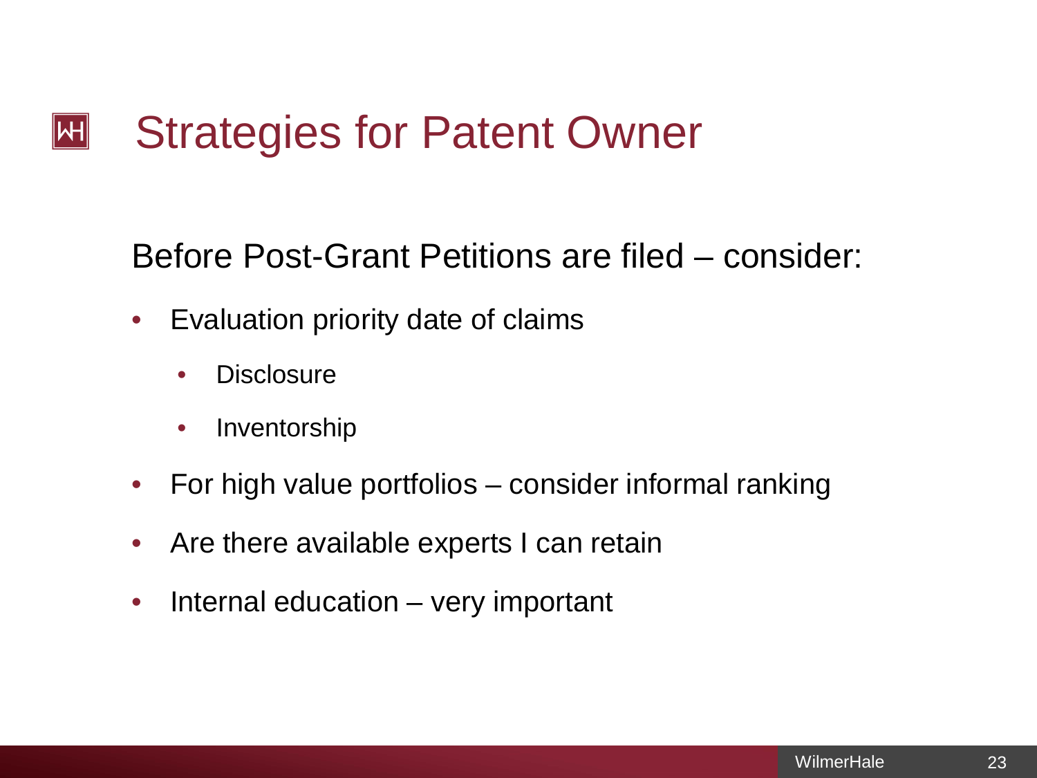# Strategies for Patent Owner

Before Post-Grant Petitions are filed – consider:

- Evaluation priority date of claims
  - Disclosure
  - Inventorship
- For high value portfolios – consider informal ranking
- Are there available experts I can retain
- Internal education – very important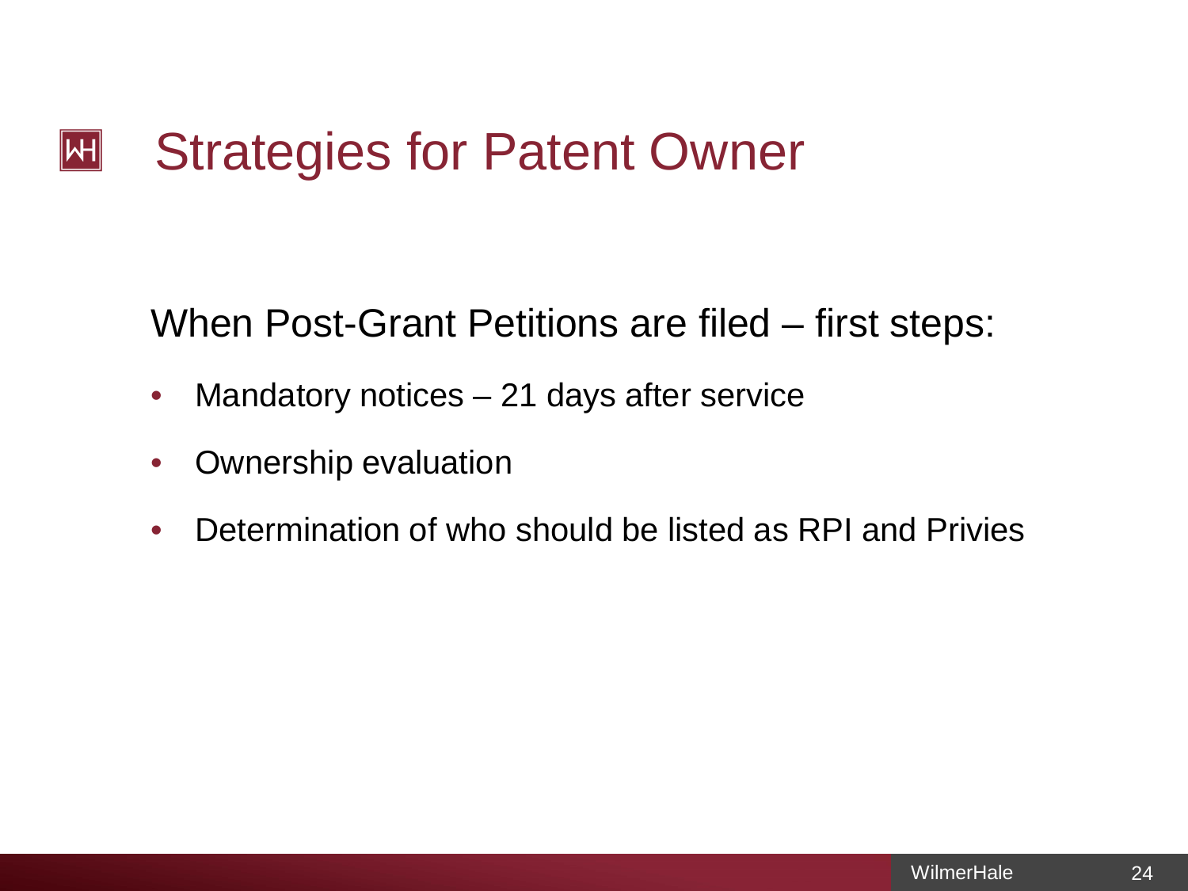# Strategies for Patent Owner

When Post-Grant Petitions are filed – first steps:

- Mandatory notices – 21 days after service
- Ownership evaluation
- Determination of who should be listed as RPI and Privies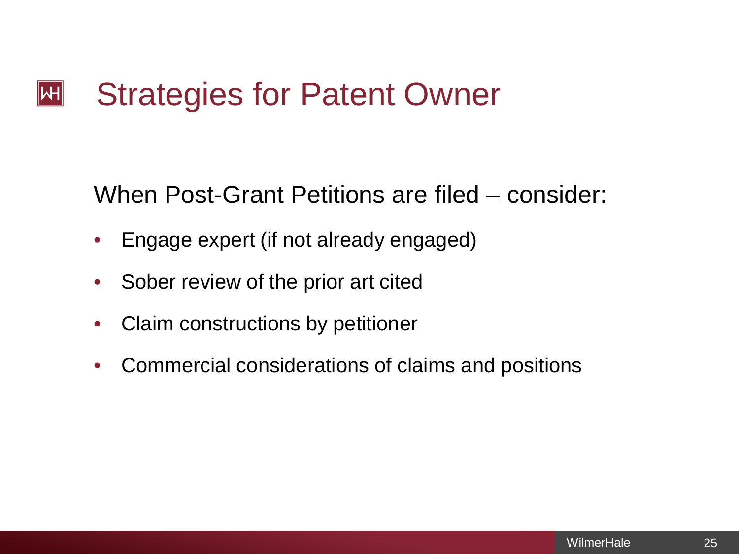# Strategies for Patent Owner

When Post-Grant Petitions are filed – consider:

- Engage expert (if not already engaged)
- Sober review of the prior art cited
- Claim constructions by petitioner
- Commercial considerations of claims and positions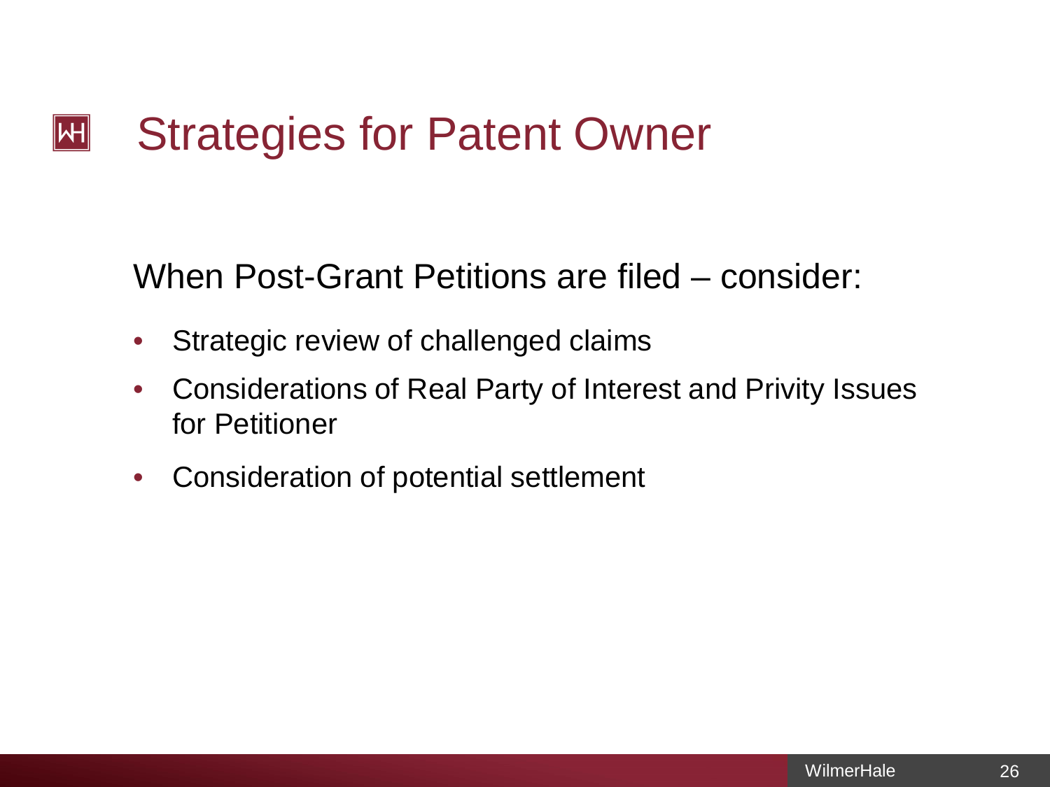# Strategies for Patent Owner

When Post-Grant Petitions are filed – consider:

- Strategic review of challenged claims
- Considerations of Real Party of Interest and Privity Issues for Petitioner
- Consideration of potential settlement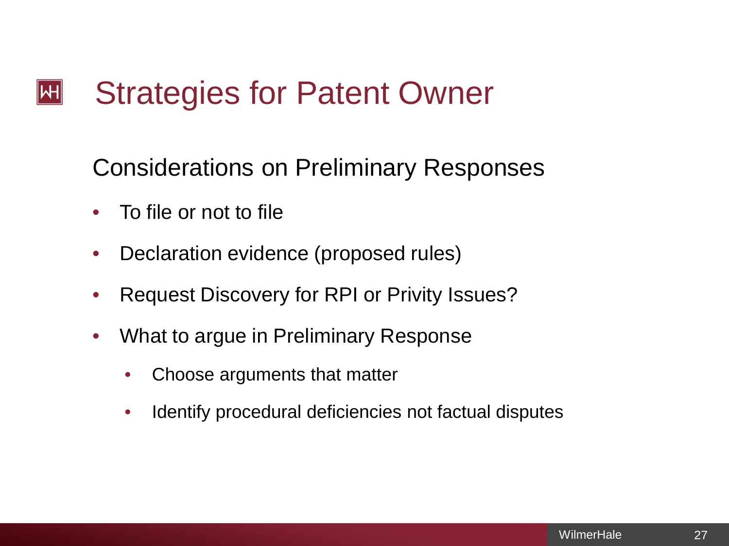# Strategies for Patent Owner

## Considerations on Preliminary Responses

- To file or not to file
- Declaration evidence (proposed rules)
- Request Discovery for RPI or Privity Issues?
- What to argue in Preliminary Response
  - Choose arguments that matter
  - Identify procedural deficiencies not factual disputes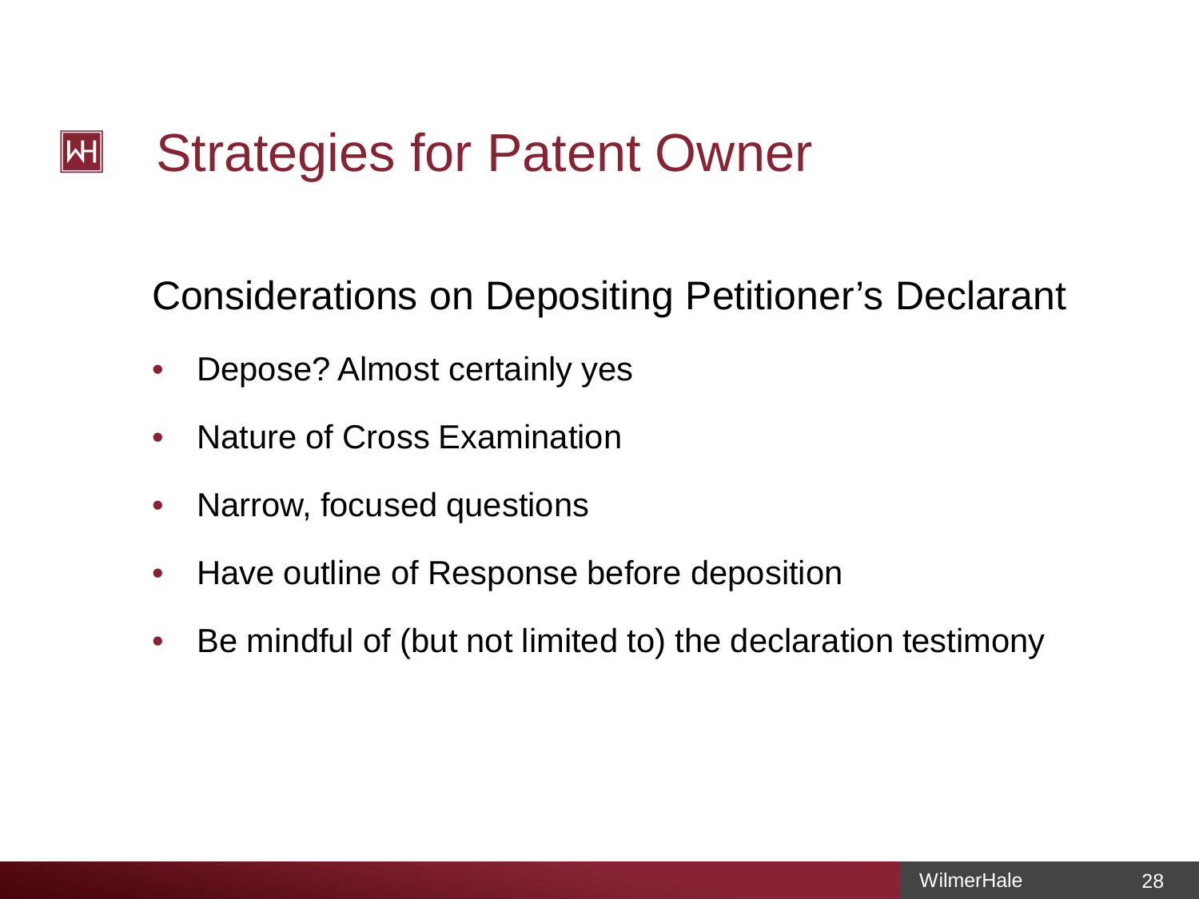# Strategies for Patent Owner

## Considerations on Depositing Petitioner's Declarant

- Depose? Almost certainly yes
- Nature of Cross Examination
- Narrow, focused questions
- Have outline of Response before deposition
- Be mindful of (but not limited to) the declaration testimony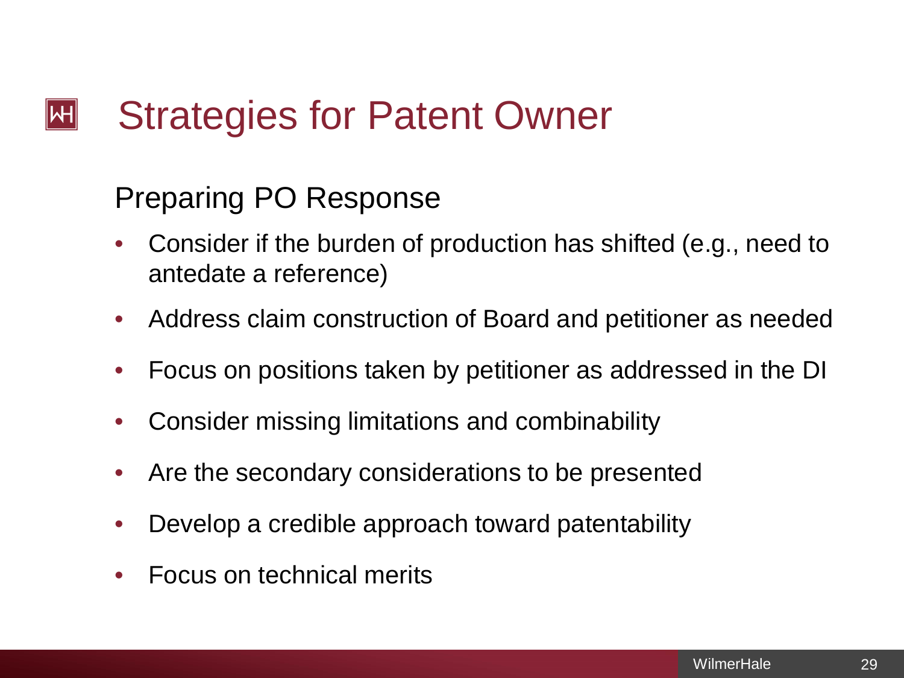# Strategies for Patent Owner

## Preparing PO Response

- Consider if the burden of production has shifted (e.g., need to antedate a reference)
- Address claim construction of Board and petitioner as needed
- Focus on positions taken by petitioner as addressed in the DI
- Consider missing limitations and combinability
- Are the secondary considerations to be presented
- Develop a credible approach toward patentability
- Focus on technical merits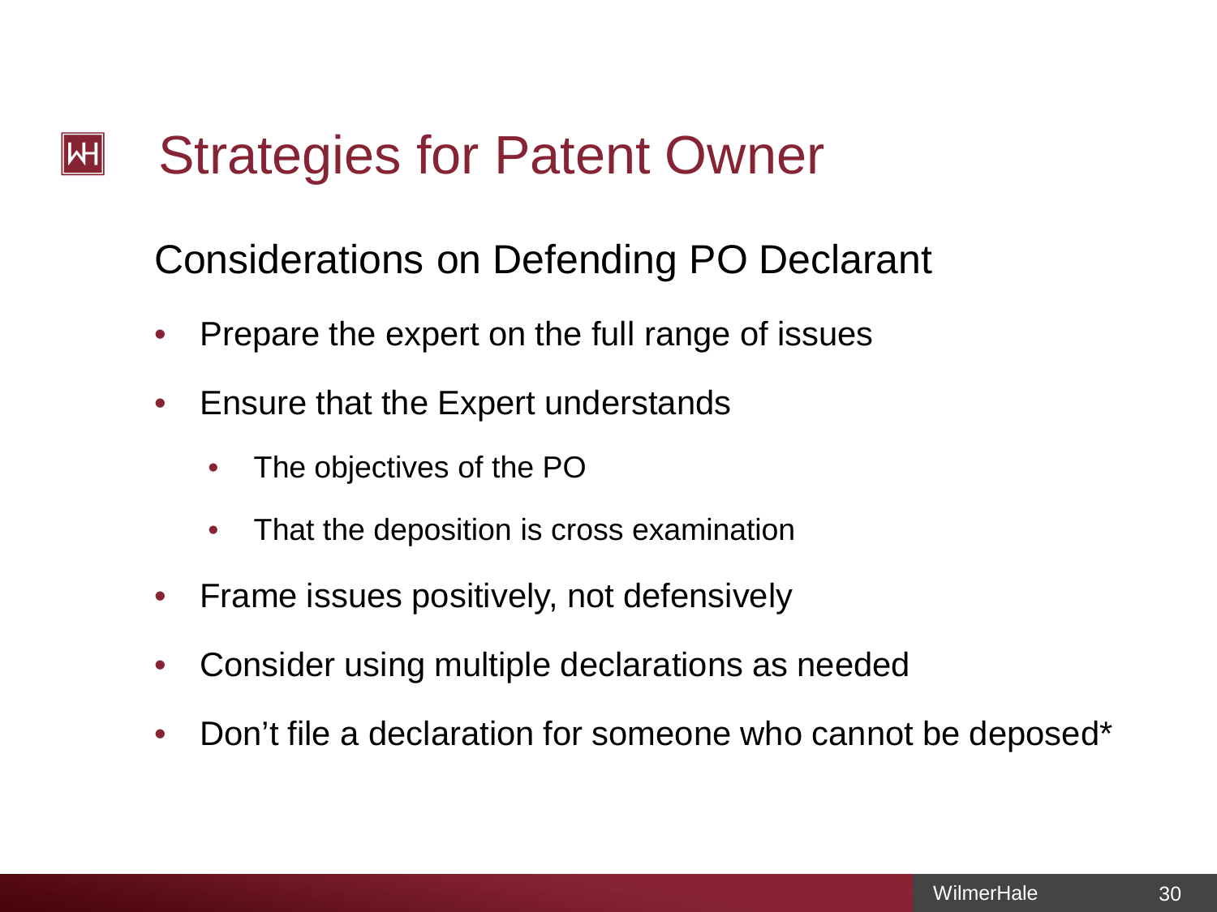# Strategies for Patent Owner

## Considerations on Defending PO Declarant

- Prepare the expert on the full range of issues
- Ensure that the Expert understands
  - The objectives of the PO
  - That the deposition is cross examination
- Frame issues positively, not defensively
- Consider using multiple declarations as needed
- Don't file a declaration for someone who cannot be deposed*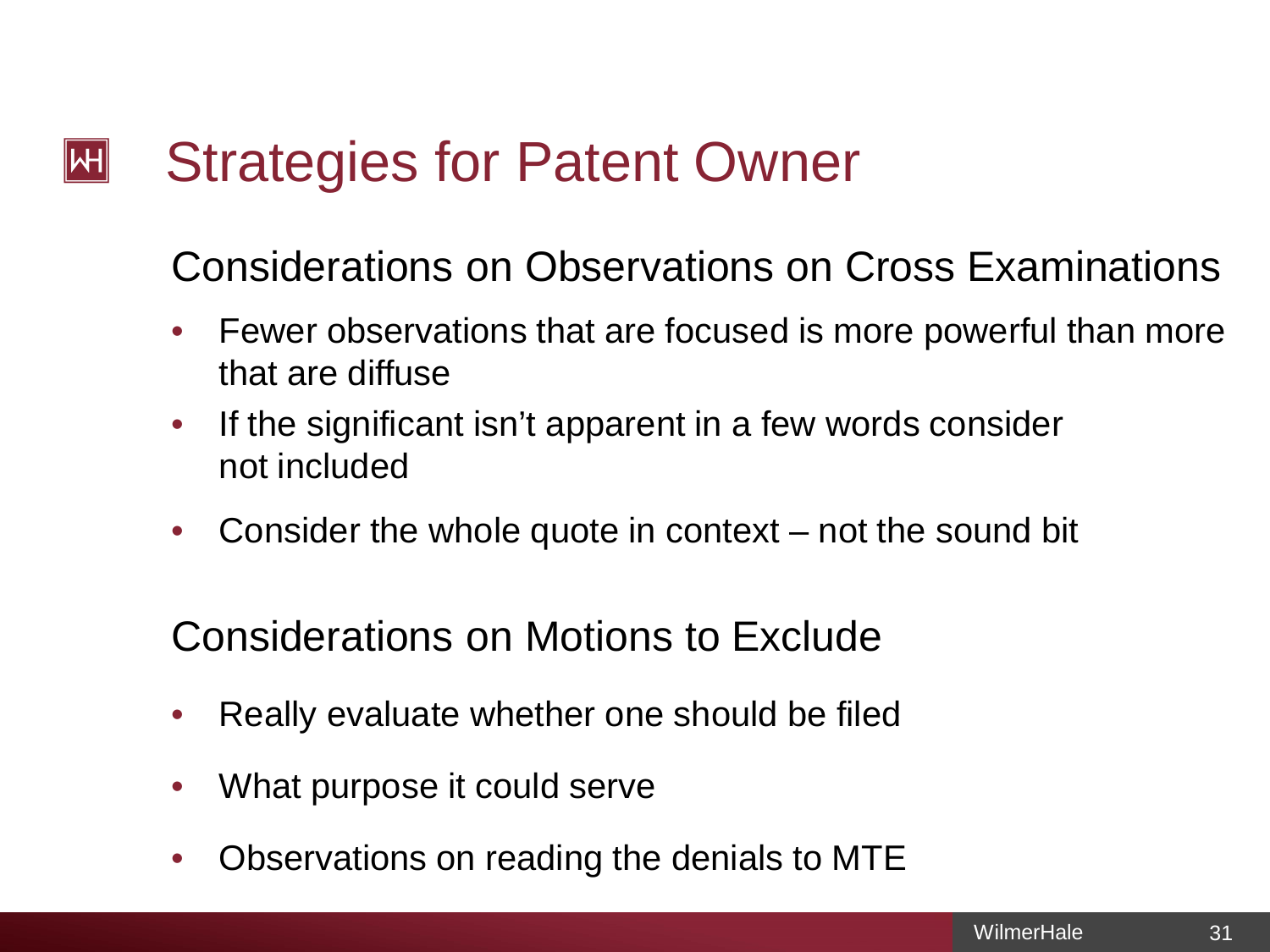# Strategies for Patent Owner

## Considerations on Observations on Cross Examinations

- Fewer observations that are focused is more powerful than more that are diffuse
- If the significant isn't apparent in a few words consider not included
- Consider the whole quote in context – not the sound bit

## Considerations on Motions to Exclude

- Really evaluate whether one should be filed
- What purpose it could serve
- Observations on reading the denials to MTE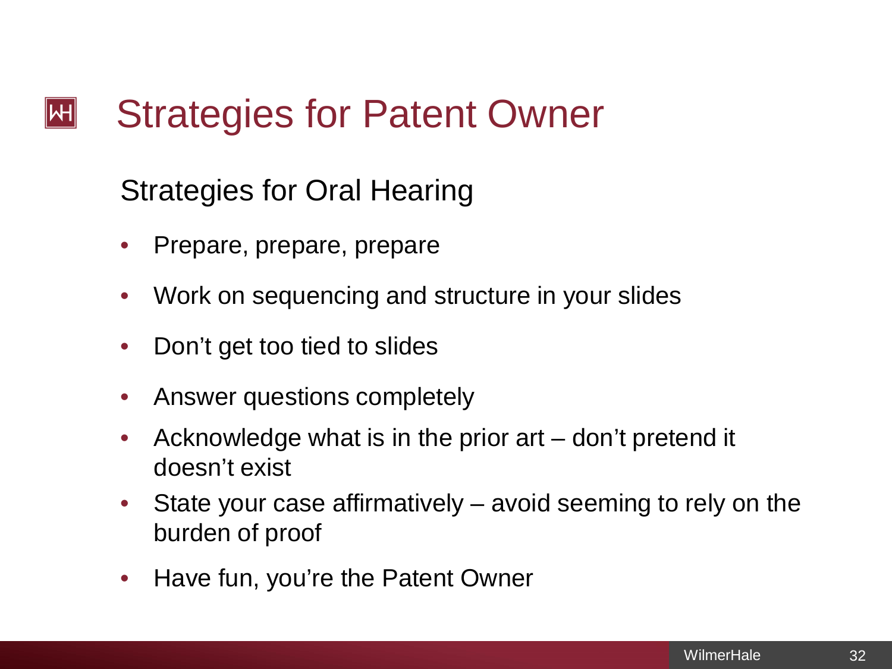# Strategies for Patent Owner

## Strategies for Oral Hearing

- Prepare, prepare, prepare
- Work on sequencing and structure in your slides
- Don't get too tied to slides
- Answer questions completely
- Acknowledge what is in the prior art – don't pretend it doesn't exist
- State your case affirmatively – avoid seeming to rely on the burden of proof
- Have fun, you're the Patent Owner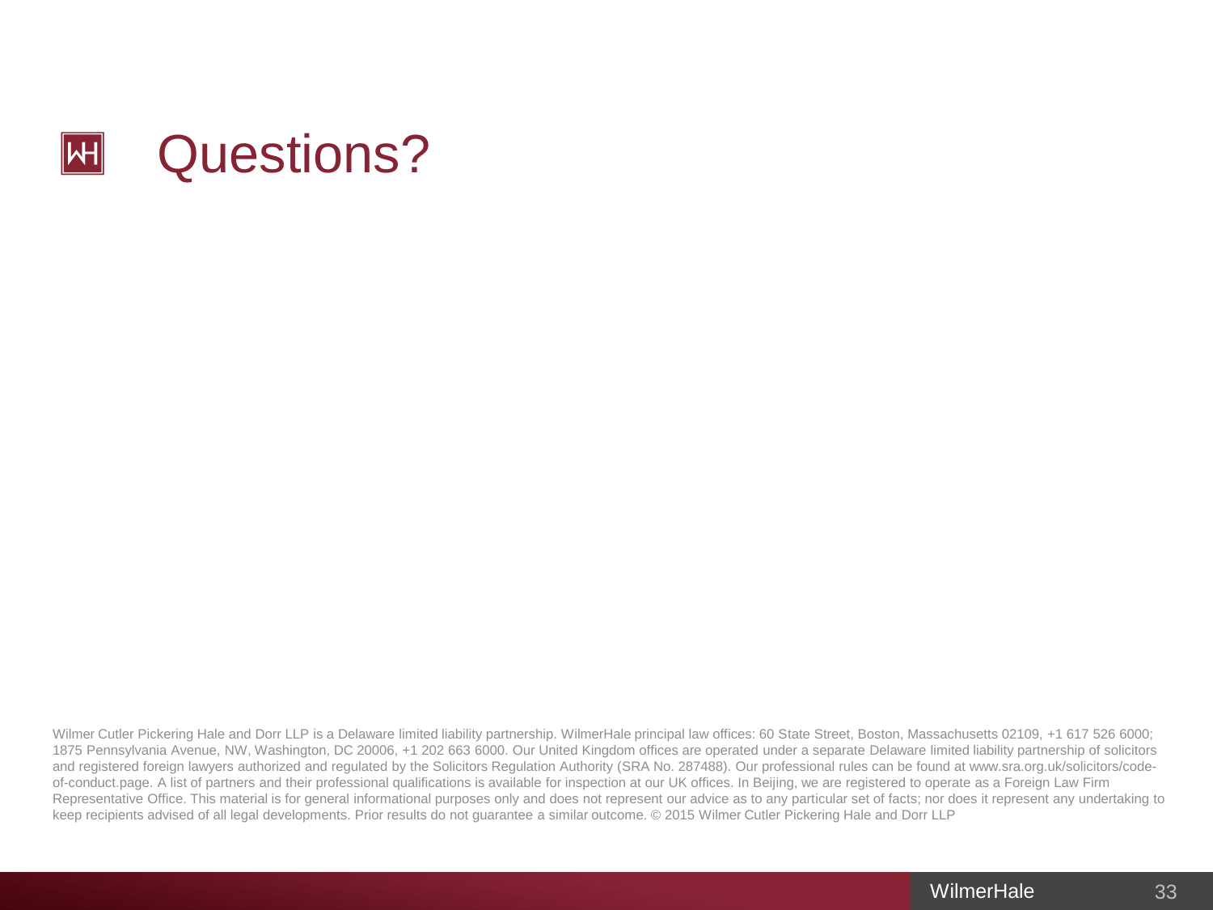# Questions?

Wilmer Cutler Pickering Hale and Dorr LLP is a Delaware limited liability partnership. WilmerHale principal law offices: 60 State Street, Boston, Massachusetts 02109, +1 617 526 6000; 1875 Pennsylvania Avenue, NW, Washington, DC 20006, +1 202 663 6000. Our United Kingdom offices are operated under a separate Delaware limited liability partnership of solicitors and registered foreign lawyers authorized and regulated by the Solicitors Regulation Authority (SRA No. 287488). Our professional rules can be found at www.sra.org.uk/solicitors/code-of-conduct.page. A list of partners and their professional qualifications is available for inspection at our UK offices. In Beijing, we are registered to operate as a Foreign Law Firm Representative Office. This material is for general informational purposes only and does not represent our advice as to any particular set of facts; nor does it represent any undertaking to keep recipients advised of all legal developments. Prior results do not guarantee a similar outcome. © 2015 Wilmer Cutler Pickering Hale and Dorr LLP